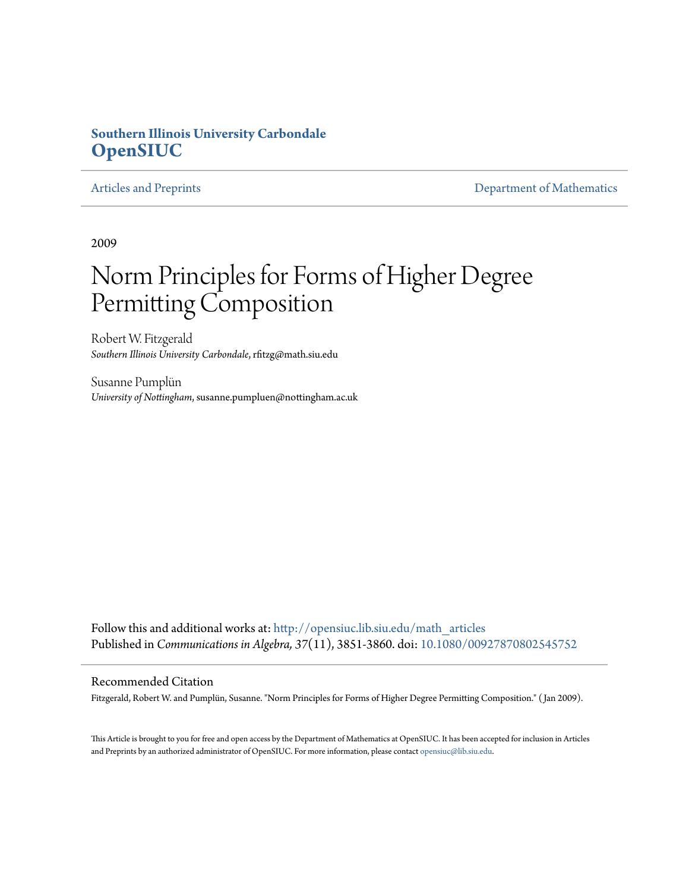Southern Illinois University Carbondale
**OpenSIUC**

Articles and Preprints | Department of Mathematics

2009

# Norm Principles for Forms of Higher Degree Permitting Composition

Robert W. Fitzgerald
*Southern Illinois University Carbondale*, rfitzg@math.siu.edu

Susanne Pumplün
*University of Nottingham*, susanne.pumpluen@nottingham.ac.uk

Follow this and additional works at: http://opensiuc.lib.siu.edu/math_articles
Published in *Communications in Algebra, 37*(11), 3851-3860. doi: 10.1080/00927870802545752

## Recommended Citation

Fitzgerald, Robert W. and Pumplün, Susanne. "Norm Principles for Forms of Higher Degree Permitting Composition." (Jan 2009).

This Article is brought to you for free and open access by the Department of Mathematics at OpenSIUC. It has been accepted for inclusion in Articles and Preprints by an authorized administrator of OpenSIUC. For more information, please contact opensiuc@lib.siu.edu.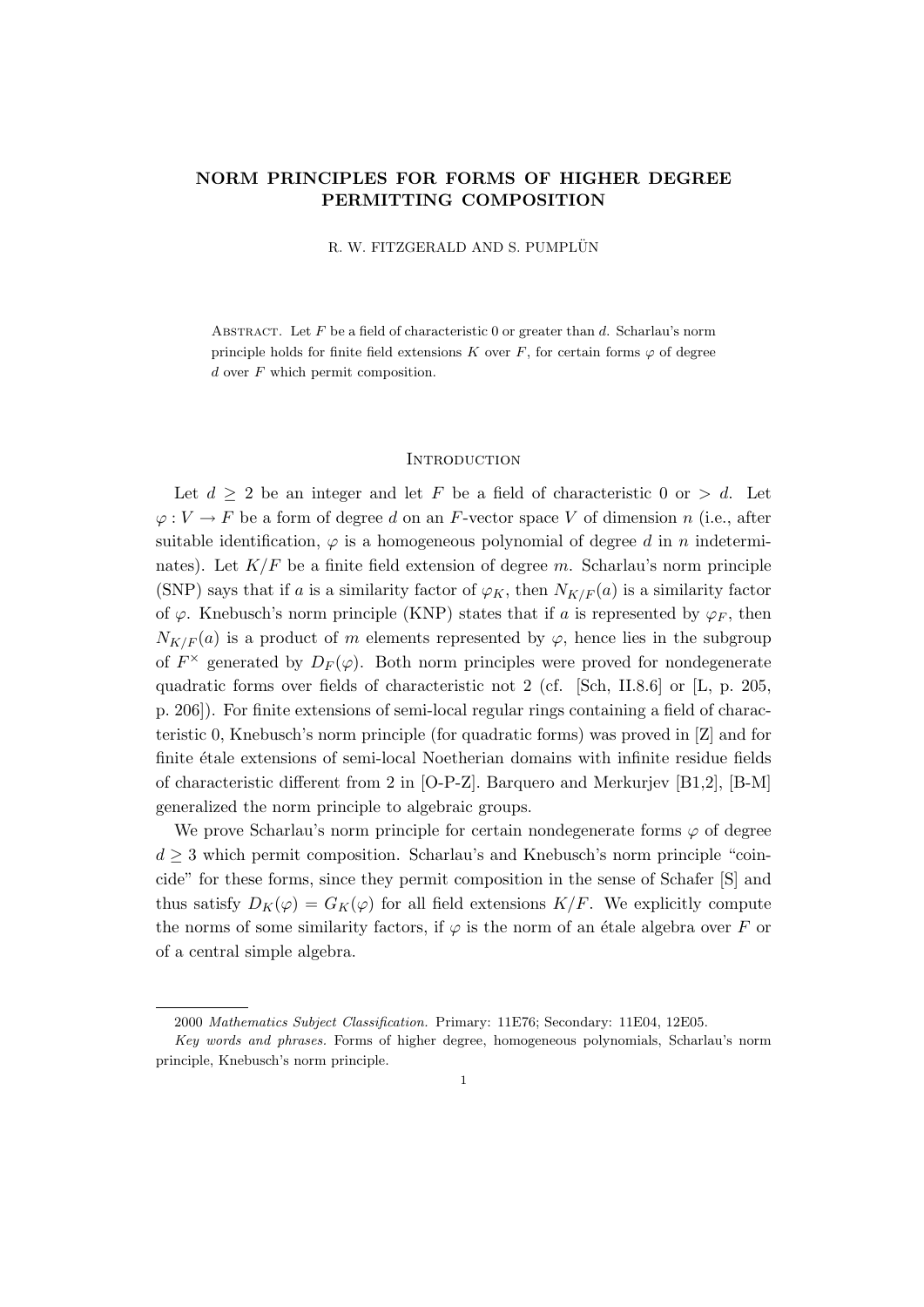# NORM PRINCIPLES FOR FORMS OF HIGHER DEGREE PERMITTING COMPOSITION

R. W. FITZGERALD AND S. PUMPLÜN

Abstract. Let $F$ be a field of characteristic 0 or greater than $d$. Scharlau's norm principle holds for finite field extensions $K$ over $F$, for certain forms $\varphi$ of degree $d$ over $F$ which permit composition.

## Introduction

Let $d \geq 2$ be an integer and let $F$ be a field of characteristic 0 or $> d$. Let $\varphi : V \to F$ be a form of degree $d$ on an $F$-vector space $V$ of dimension $n$ (i.e., after suitable identification, $\varphi$ is a homogeneous polynomial of degree $d$ in $n$ indeterminates). Let $K/F$ be a finite field extension of degree $m$. Scharlau's norm principle (SNP) says that if $a$ is a similarity factor of $\varphi_K$, then $N_{K/F}(a)$ is a similarity factor of $\varphi$. Knebusch's norm principle (KNP) states that if $a$ is represented by $\varphi_F$, then $N_{K/F}(a)$ is a product of $m$ elements represented by $\varphi$, hence lies in the subgroup of $F^\times$ generated by $D_F(\varphi)$. Both norm principles were proved for nondegenerate quadratic forms over fields of characteristic not 2 (cf. [Sch, II.8.6] or [L, p. 205, p. 206]). For finite extensions of semi-local regular rings containing a field of characteristic 0, Knebusch's norm principle (for quadratic forms) was proved in [Z] and for finite étale extensions of semi-local Noetherian domains with infinite residue fields of characteristic different from 2 in [O-P-Z]. Barquero and Merkurjev [B1,2], [B-M] generalized the norm principle to algebraic groups.

We prove Scharlau's norm principle for certain nondegenerate forms $\varphi$ of degree $d \geq 3$ which permit composition. Scharlau's and Knebusch's norm principle "coincide" for these forms, since they permit composition in the sense of Schafer [S] and thus satisfy $D_K(\varphi) = G_K(\varphi)$ for all field extensions $K/F$. We explicitly compute the norms of some similarity factors, if $\varphi$ is the norm of an étale algebra over $F$ or of a central simple algebra.

2000 *Mathematics Subject Classification.* Primary: 11E76; Secondary: 11E04, 12E05.

*Key words and phrases.* Forms of higher degree, homogeneous polynomials, Scharlau's norm principle, Knebusch's norm principle.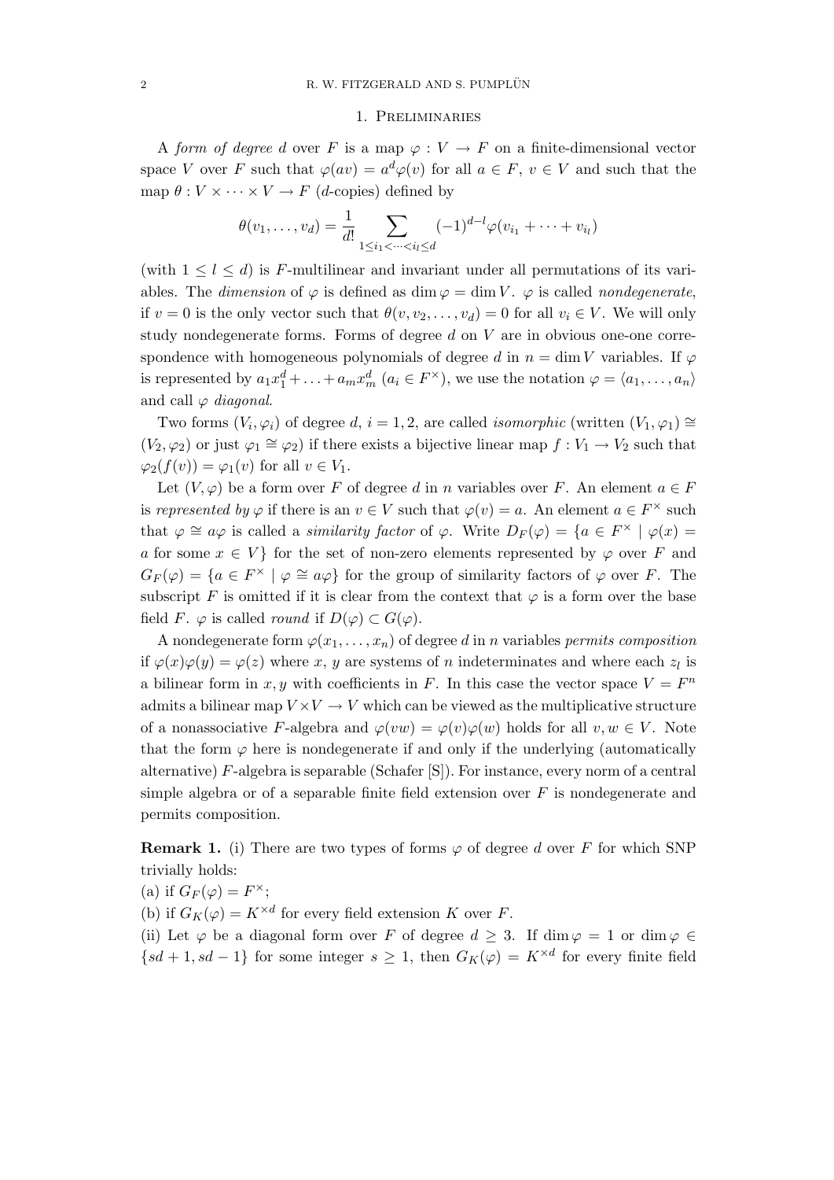## 1. Preliminaries

A *form of degree* $d$ over $F$ is a map $\varphi : V \to F$ on a finite-dimensional vector space $V$ over $F$ such that $\varphi(av) = a^d\varphi(v)$ for all $a \in F$, $v \in V$ and such that the map $\theta : V \times \cdots \times V \to F$ ($d$-copies) defined by

$$\theta(v_1, \dots, v_d) = \frac{1}{d!} \sum_{1 \leq i_1 < \cdots < i_l \leq d} (-1)^{d-l} \varphi(v_{i_1} + \cdots + v_{i_l})$$

(with $1 \leq l \leq d$) is $F$-multilinear and invariant under all permutations of its variables. The *dimension* of $\varphi$ is defined as $\dim \varphi = \dim V$. $\varphi$ is called *nondegenerate*, if $v = 0$ is the only vector such that $\theta(v, v_2, \dots, v_d) = 0$ for all $v_i \in V$. We will only study nondegenerate forms. Forms of degree $d$ on $V$ are in obvious one-one correspondence with homogeneous polynomials of degree $d$ in $n = \dim V$ variables. If $\varphi$ is represented by $a_1 x_1^d + \ldots + a_m x_m^d$ ($a_i \in F^\times$), we use the notation $\varphi = \langle a_1, \dots, a_n \rangle$ and call $\varphi$ *diagonal*.

Two forms $(V_i, \varphi_i)$ of degree $d$, $i = 1, 2$, are called *isomorphic* (written $(V_1, \varphi_1) \cong (V_2, \varphi_2)$ or just $\varphi_1 \cong \varphi_2$) if there exists a bijective linear map $f : V_1 \to V_2$ such that $\varphi_2(f(v)) = \varphi_1(v)$ for all $v \in V_1$.

Let $(V, \varphi)$ be a form over $F$ of degree $d$ in $n$ variables over $F$. An element $a \in F$ is *represented by* $\varphi$ if there is an $v \in V$ such that $\varphi(v) = a$. An element $a \in F^\times$ such that $\varphi \cong a\varphi$ is called a *similarity factor* of $\varphi$. Write $D_F(\varphi) = \{a \in F^\times \mid \varphi(x) = a \text{ for some } x \in V\}$ for the set of non-zero elements represented by $\varphi$ over $F$ and $G_F(\varphi) = \{a \in F^\times \mid \varphi \cong a\varphi\}$ for the group of similarity factors of $\varphi$ over $F$. The subscript $F$ is omitted if it is clear from the context that $\varphi$ is a form over the base field $F$. $\varphi$ is called *round* if $D(\varphi) \subset G(\varphi)$.

A nondegenerate form $\varphi(x_1, \dots, x_n)$ of degree $d$ in $n$ variables *permits composition* if $\varphi(x)\varphi(y) = \varphi(z)$ where $x$, $y$ are systems of $n$ indeterminates and where each $z_l$ is a bilinear form in $x, y$ with coefficients in $F$. In this case the vector space $V = F^n$ admits a bilinear map $V \times V \to V$ which can be viewed as the multiplicative structure of a nonassociative $F$-algebra and $\varphi(vw) = \varphi(v)\varphi(w)$ holds for all $v, w \in V$. Note that the form $\varphi$ here is nondegenerate if and only if the underlying (automatically alternative) $F$-algebra is separable (Schafer [S]). For instance, every norm of a central simple algebra or of a separable finite field extension over $F$ is nondegenerate and permits composition.

**Remark 1.** (i) There are two types of forms $\varphi$ of degree $d$ over $F$ for which SNP trivially holds:
(a) if $G_F(\varphi) = F^\times$;
(b) if $G_K(\varphi) = K^{\times d}$ for every field extension $K$ over $F$.
(ii) Let $\varphi$ be a diagonal form over $F$ of degree $d \geq 3$. If $\dim \varphi = 1$ or $\dim \varphi \in \{sd + 1, sd - 1\}$ for some integer $s \geq 1$, then $G_K(\varphi) = K^{\times d}$ for every finite field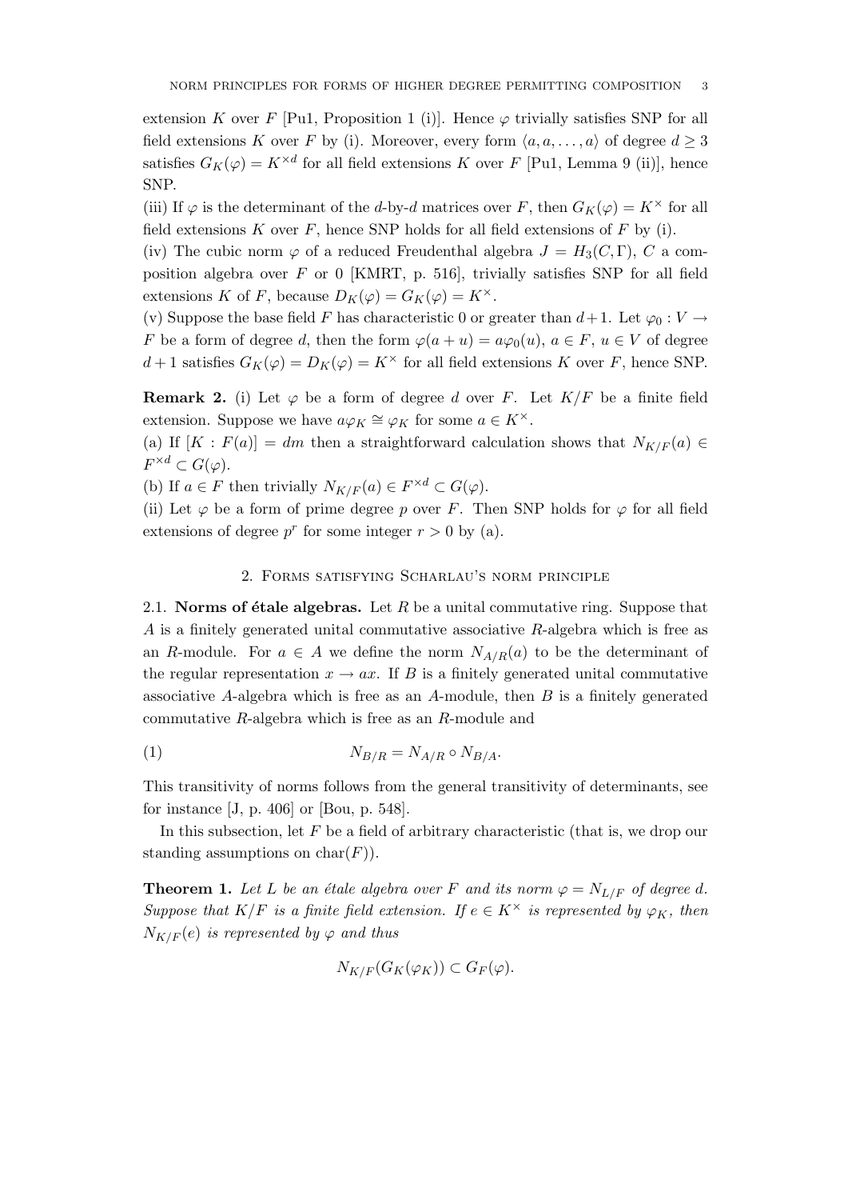extension $K$ over $F$ [Pu1, Proposition 1 (i)]. Hence $\varphi$ trivially satisfies SNP for all field extensions $K$ over $F$ by (i). Moreover, every form $\langle a, a, \dots, a\rangle$ of degree $d \geq 3$ satisfies $G_K(\varphi) = K^{\times d}$ for all field extensions $K$ over $F$ [Pu1, Lemma 9 (ii)], hence SNP.

(iii) If $\varphi$ is the determinant of the $d$-by-$d$ matrices over $F$, then $G_K(\varphi) = K^{\times}$ for all field extensions $K$ over $F$, hence SNP holds for all field extensions of $F$ by (i).

(iv) The cubic norm $\varphi$ of a reduced Freudenthal algebra $J = H_3(C, \Gamma)$, $C$ a composition algebra over $F$ or 0 [KMRT, p. 516], trivially satisfies SNP for all field extensions $K$ of $F$, because $D_K(\varphi) = G_K(\varphi) = K^{\times}$.

(v) Suppose the base field $F$ has characteristic 0 or greater than $d+1$. Let $\varphi_0 : V \to F$ be a form of degree $d$, then the form $\varphi(a + u) = a\varphi_0(u)$, $a \in F$, $u \in V$ of degree $d+1$ satisfies $G_K(\varphi) = D_K(\varphi) = K^{\times}$ for all field extensions $K$ over $F$, hence SNP.

**Remark 2.** (i) Let $\varphi$ be a form of degree $d$ over $F$. Let $K/F$ be a finite field extension. Suppose we have $a\varphi_K \cong \varphi_K$ for some $a \in K^{\times}$.

(a) If $[K : F(a)] = dm$ then a straightforward calculation shows that $N_{K/F}(a) \in F^{\times d} \subset G(\varphi)$.

(b) If $a \in F$ then trivially $N_{K/F}(a) \in F^{\times d} \subset G(\varphi)$.

(ii) Let $\varphi$ be a form of prime degree $p$ over $F$. Then SNP holds for $\varphi$ for all field extensions of degree $p^r$ for some integer $r > 0$ by (a).

## 2. Forms satisfying Scharlau's norm principle

2.1. **Norms of étale algebras.** Let $R$ be a unital commutative ring. Suppose that $A$ is a finitely generated unital commutative associative $R$-algebra which is free as an $R$-module. For $a \in A$ we define the norm $N_{A/R}(a)$ to be the determinant of the regular representation $x \to ax$. If $B$ is a finitely generated unital commutative associative $A$-algebra which is free as an $A$-module, then $B$ is a finitely generated commutative $R$-algebra which is free as an $R$-module and

$$N_{B/R} = N_{A/R} \circ N_{B/A}. \tag{1}$$

This transitivity of norms follows from the general transitivity of determinants, see for instance [J, p. 406] or [Bou, p. 548].

In this subsection, let $F$ be a field of arbitrary characteristic (that is, we drop our standing assumptions on $\mathrm{char}(F)$).

**Theorem 1.** *Let $L$ be an étale algebra over $F$ and its norm $\varphi = N_{L/F}$ of degree $d$. Suppose that $K/F$ is a finite field extension. If $e \in K^{\times}$ is represented by $\varphi_K$, then $N_{K/F}(e)$ is represented by $\varphi$ and thus*

$$N_{K/F}(G_K(\varphi_K)) \subset G_F(\varphi).$$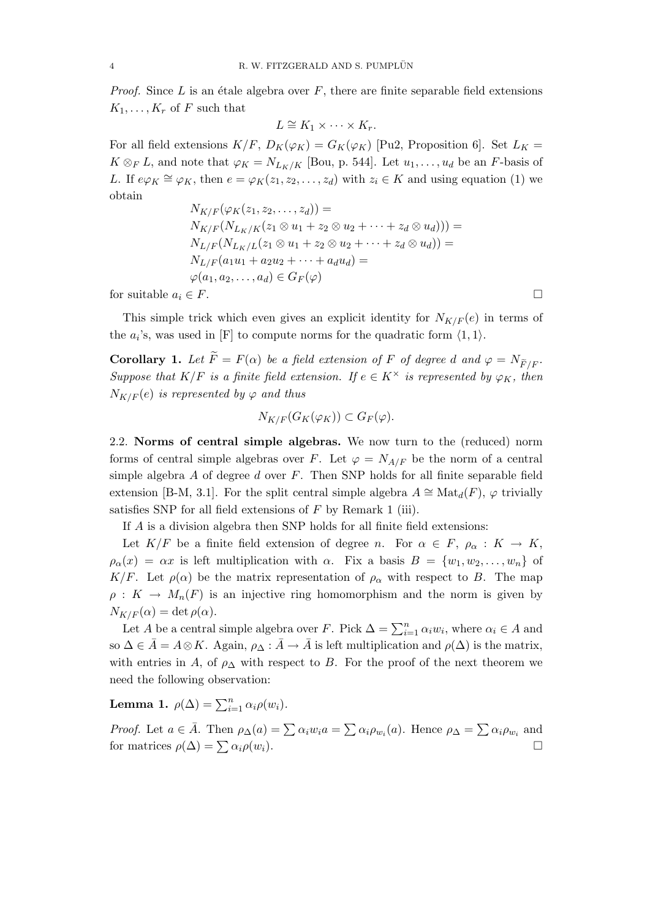*Proof.* Since $L$ is an étale algebra over $F$, there are finite separable field extensions $K_1, \dots, K_r$ of $F$ such that

$$L \cong K_1 \times \cdots \times K_r.$$

For all field extensions $K/F$, $D_K(\varphi_K) = G_K(\varphi_K)$ [Pu2, Proposition 6]. Set $L_K = K \otimes_F L$, and note that $\varphi_K = N_{L_K/K}$ [Bou, p. 544]. Let $u_1, \dots, u_d$ be an $F$-basis of $L$. If $e\varphi_K \cong \varphi_K$, then $e = \varphi_K(z_1, z_2, \dots, z_d)$ with $z_i \in K$ and using equation (1) we obtain

$$\begin{aligned}
&N_{K/F}(\varphi_K(z_1, z_2, \dots, z_d)) = \\
&N_{K/F}(N_{L_K/K}(z_1 \otimes u_1 + z_2 \otimes u_2 + \cdots + z_d \otimes u_d))) = \\
&N_{L/F}(N_{L_K/L}(z_1 \otimes u_1 + z_2 \otimes u_2 + \cdots + z_d \otimes u_d)) = \\
&N_{L/F}(a_1 u_1 + a_2 u_2 + \cdots + a_d u_d) = \\
&\varphi(a_1, a_2, \dots, a_d) \in G_F(\varphi)
\end{aligned}$$

for suitable $a_i \in F$. $\square$

This simple trick which even gives an explicit identity for $N_{K/F}(e)$ in terms of the $a_i$'s, was used in [F] to compute norms for the quadratic form $\langle 1, 1 \rangle$.

**Corollary 1.** *Let $\widetilde{F} = F(\alpha)$ be a field extension of $F$ of degree $d$ and $\varphi = N_{\widetilde{F}/F}$. Suppose that $K/F$ is a finite field extension. If $e \in K^\times$ is represented by $\varphi_K$, then $N_{K/F}(e)$ is represented by $\varphi$ and thus*

$$N_{K/F}(G_K(\varphi_K)) \subset G_F(\varphi).$$

2.2. **Norms of central simple algebras.** We now turn to the (reduced) norm forms of central simple algebras over $F$. Let $\varphi = N_{A/F}$ be the norm of a central simple algebra $A$ of degree $d$ over $F$. Then SNP holds for all finite separable field extension [B-M, 3.1]. For the split central simple algebra $A \cong \mathrm{Mat}_d(F)$, $\varphi$ trivially satisfies SNP for all field extensions of $F$ by Remark 1 (iii).

If $A$ is a division algebra then SNP holds for all finite field extensions:

Let $K/F$ be a finite field extension of degree $n$. For $\alpha \in F$, $\rho_\alpha : K \to K$, $\rho_\alpha(x) = \alpha x$ is left multiplication with $\alpha$. Fix a basis $B = \{w_1, w_2, \dots, w_n\}$ of $K/F$. Let $\rho(\alpha)$ be the matrix representation of $\rho_\alpha$ with respect to $B$. The map $\rho : K \to M_n(F)$ is an injective ring homomorphism and the norm is given by $N_{K/F}(\alpha) = \det \rho(\alpha)$.

Let $A$ be a central simple algebra over $F$. Pick $\Delta = \sum_{i=1}^n \alpha_i w_i$, where $\alpha_i \in A$ and so $\Delta \in \bar{A} = A \otimes K$. Again, $\rho_\Delta : \bar{A} \to \bar{A}$ is left multiplication and $\rho(\Delta)$ is the matrix, with entries in $A$, of $\rho_\Delta$ with respect to $B$. For the proof of the next theorem we need the following observation:

**Lemma 1.** $\rho(\Delta) = \sum_{i=1}^n \alpha_i \rho(w_i)$.

*Proof.* Let $a \in \bar{A}$. Then $\rho_\Delta(a) = \sum \alpha_i w_i a = \sum \alpha_i \rho_{w_i}(a)$. Hence $\rho_\Delta = \sum \alpha_i \rho_{w_i}$ and for matrices $\rho(\Delta) = \sum \alpha_i \rho(w_i)$. $\square$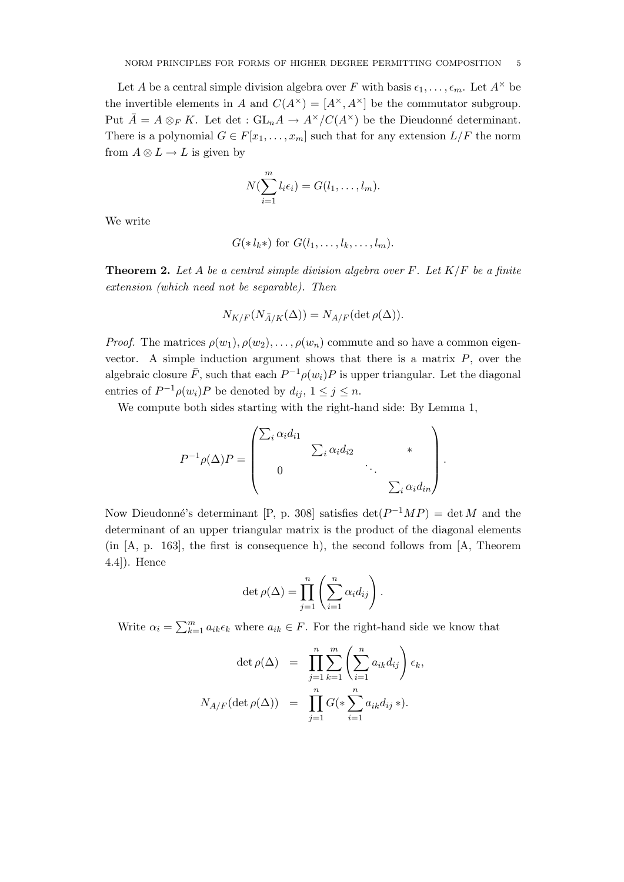Let $A$ be a central simple division algebra over $F$ with basis $\epsilon_1, \dots, \epsilon_m$. Let $A^\times$ be the invertible elements in $A$ and $C(A^\times) = [A^\times, A^\times]$ be the commutator subgroup. Put $\bar{A} = A \otimes_F K$. Let $\det : \mathrm{GL}_n A \to A^\times / C(A^\times)$ be the Dieudonné determinant. There is a polynomial $G \in F[x_1, \dots, x_m]$ such that for any extension $L/F$ the norm from $A \otimes L \to L$ is given by

$$N(\sum_{i=1}^{m} l_i \epsilon_i) = G(l_1, \dots, l_m).$$

We write

$$G(* \, l_k *) \text{ for } G(l_1, \dots, l_k, \dots, l_m).$$

**Theorem 2.** *Let $A$ be a central simple division algebra over $F$. Let $K/F$ be a finite extension (which need not be separable). Then*

$$N_{K/F}(N_{\bar{A}/K}(\Delta)) = N_{A/F}(\det \rho(\Delta)).$$

*Proof.* The matrices $\rho(w_1), \rho(w_2), \dots, \rho(w_n)$ commute and so have a common eigenvector. A simple induction argument shows that there is a matrix $P$, over the algebraic closure $\bar{F}$, such that each $P^{-1}\rho(w_i)P$ is upper triangular. Let the diagonal entries of $P^{-1}\rho(w_i)P$ be denoted by $d_{ij}$, $1 \le j \le n$.

We compute both sides starting with the right-hand side: By Lemma 1,

$$P^{-1}\rho(\Delta)P = \begin{pmatrix} \sum_i \alpha_i d_{i1} & & & \\ & \sum_i \alpha_i d_{i2} & & * \\ 0 & & \ddots & \\ & & & \sum_i \alpha_i d_{in} \end{pmatrix}.$$

Now Dieudonné's determinant [P, p. 308] satisfies $\det(P^{-1}MP) = \det M$ and the determinant of an upper triangular matrix is the product of the diagonal elements (in [A, p. 163], the first is consequence h), the second follows from [A, Theorem 4.4]). Hence

$$\det \rho(\Delta) = \prod_{j=1}^{n} \left( \sum_{i=1}^{n} \alpha_i d_{ij} \right).$$

Write $\alpha_i = \sum_{k=1}^{m} a_{ik} \epsilon_k$ where $a_{ik} \in F$. For the right-hand side we know that

$$\begin{aligned} \det \rho(\Delta) &= \prod_{j=1}^{n} \sum_{k=1}^{m} \left( \sum_{i=1}^{n} a_{ik} d_{ij} \right) \epsilon_k, \\ N_{A/F}(\det \rho(\Delta)) &= \prod_{j=1}^{n} G(* \sum_{i=1}^{n} a_{ik} d_{ij} \, *). \end{aligned}$$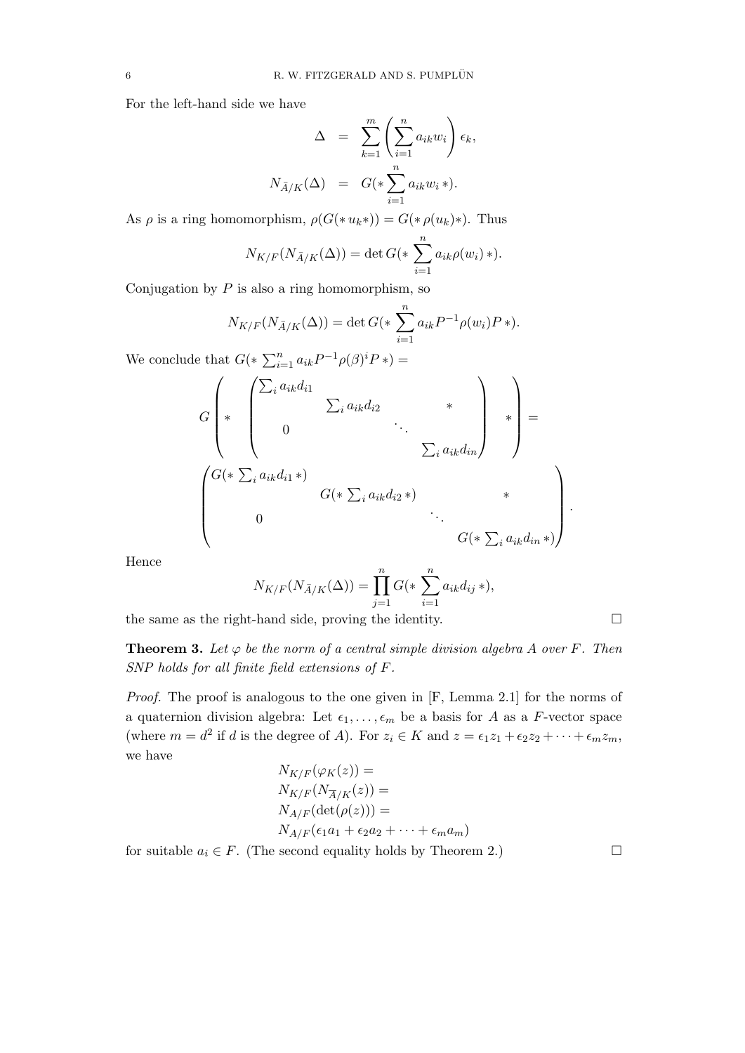For the left-hand side we have

$$\begin{aligned} \Delta &= \sum_{k=1}^{m} \left( \sum_{i=1}^{n} a_{ik} w_i \right) \epsilon_k, \\ N_{\bar{A}/K}(\Delta) &= G(* \sum_{i=1}^{n} a_{ik} w_i *). \end{aligned}$$

As $\rho$ is a ring homomorphism, $\rho(G(* u_k *)) = G(* \rho(u_k) *)$. Thus

$$N_{K/F}(N_{\bar{A}/K}(\Delta)) = \det G(* \sum_{i=1}^{n} a_{ik} \rho(w_i) *).$$

Conjugation by $P$ is also a ring homomorphism, so

$$N_{K/F}(N_{\bar{A}/K}(\Delta)) = \det G(* \sum_{i=1}^{n} a_{ik} P^{-1} \rho(w_i) P *).$$

We conclude that $G(* \sum_{i=1}^{n} a_{ik} P^{-1} \rho(\beta)^i P *) =$

$$G\left( * \quad \begin{pmatrix} \sum_i a_{ik} d_{i1} & & & \\ & \sum_i a_{ik} d_{i2} & & * \\ & 0 & \ddots & \\ & & & \sum_i a_{ik} d_{in} \end{pmatrix} \quad * \right) =$$

$$\begin{pmatrix} G(* \sum_i a_{ik} d_{i1} *) & & & \\ & G(* \sum_i a_{ik} d_{i2} *) & & * \\ & 0 & \ddots & \\ & & & G(* \sum_i a_{ik} d_{in} *) \end{pmatrix}.$$

Hence

$$N_{K/F}(N_{\bar{A}/K}(\Delta)) = \prod_{j=1}^{n} G(* \sum_{i=1}^{n} a_{ik} d_{ij} *),$$

the same as the right-hand side, proving the identity. □

**Theorem 3.** *Let $\varphi$ be the norm of a central simple division algebra $A$ over $F$. Then SNP holds for all finite field extensions of $F$.*

*Proof.* The proof is analogous to the one given in [F, Lemma 2.1] for the norms of a quaternion division algebra: Let $\epsilon_1, \dots, \epsilon_m$ be a basis for $A$ as a $F$-vector space (where $m = d^2$ if $d$ is the degree of $A$). For $z_i \in K$ and $z = \epsilon_1 z_1 + \epsilon_2 z_2 + \dots + \epsilon_m z_m$, we have

$$\begin{aligned} &N_{K/F}(\varphi_K(z)) = \\ &N_{K/F}(N_{\overline{A}/K}(z)) = \\ &N_{A/F}(\det(\rho(z))) = \\ &N_{A/F}(\epsilon_1 a_1 + \epsilon_2 a_2 + \dots + \epsilon_m a_m) \end{aligned}$$

for suitable $a_i \in F$. (The second equality holds by Theorem 2.) □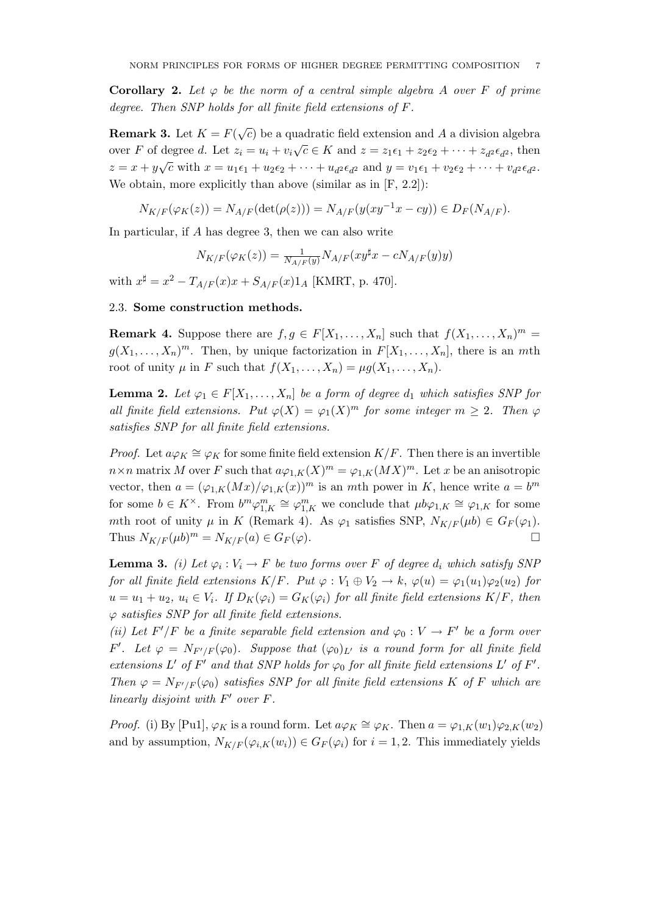**Corollary 2.** *Let $\varphi$ be the norm of a central simple algebra $A$ over $F$ of prime degree. Then SNP holds for all finite field extensions of $F$.*

**Remark 3.** Let $K = F(\sqrt{c})$ be a quadratic field extension and $A$ a division algebra over $F$ of degree $d$. Let $z_i = u_i + v_i\sqrt{c} \in K$ and $z = z_1\epsilon_1 + z_2\epsilon_2 + \cdots + z_{d^2}\epsilon_{d^2}$, then $z = x + y\sqrt{c}$ with $x = u_1\epsilon_1 + u_2\epsilon_2 + \cdots + u_{d^2}\epsilon_{d^2}$ and $y = v_1\epsilon_1 + v_2\epsilon_2 + \cdots + v_{d^2}\epsilon_{d^2}$. We obtain, more explicitly than above (similar as in [F, 2.2]):

$$N_{K/F}(\varphi_K(z)) = N_{A/F}(\det(\rho(z))) = N_{A/F}(y(xy^{-1}x - cy)) \in D_F(N_{A/F}).$$

In particular, if $A$ has degree 3, then we can also write

$$N_{K/F}(\varphi_K(z)) = \tfrac{1}{N_{A/F}(y)} N_{A/F}(xy^\sharp x - cN_{A/F}(y)y)$$

with $x^\sharp = x^2 - T_{A/F}(x)x + S_{A/F}(x)1_A$ [KMRT, p. 470].

### 2.3. Some construction methods.

**Remark 4.** Suppose there are $f, g \in F[X_1, \ldots, X_n]$ such that $f(X_1, \ldots, X_n)^m = g(X_1, \ldots, X_n)^m$. Then, by unique factorization in $F[X_1, \ldots, X_n]$, there is an $m$th root of unity $\mu$ in $F$ such that $f(X_1, \ldots, X_n) = \mu g(X_1, \ldots, X_n)$.

**Lemma 2.** *Let $\varphi_1 \in F[X_1, \ldots, X_n]$ be a form of degree $d_1$ which satisfies SNP for all finite field extensions. Put $\varphi(X) = \varphi_1(X)^m$ for some integer $m \geq 2$. Then $\varphi$ satisfies SNP for all finite field extensions.*

*Proof.* Let $a\varphi_K \cong \varphi_K$ for some finite field extension $K/F$. Then there is an invertible $n \times n$ matrix $M$ over $F$ such that $a\varphi_{1,K}(X)^m = \varphi_{1,K}(MX)^m$. Let $x$ be an anisotropic vector, then $a = (\varphi_{1,K}(Mx)/\varphi_{1,K}(x))^m$ is an $m$th power in $K$, hence write $a = b^m$ for some $b \in K^\times$. From $b^m\varphi_{1,K}^m \cong \varphi_{1,K}^m$ we conclude that $\mu b\varphi_{1,K} \cong \varphi_{1,K}$ for some $m$th root of unity $\mu$ in $K$ (Remark 4). As $\varphi_1$ satisfies SNP, $N_{K/F}(\mu b) \in G_F(\varphi_1)$. Thus $N_{K/F}(\mu b)^m = N_{K/F}(a) \in G_F(\varphi)$. □

**Lemma 3.** *(i) Let $\varphi_i : V_i \to F$ be two forms over $F$ of degree $d_i$ which satisfy SNP for all finite field extensions $K/F$. Put $\varphi : V_1 \oplus V_2 \to k$, $\varphi(u) = \varphi_1(u_1)\varphi_2(u_2)$ for $u = u_1 + u_2$, $u_i \in V_i$. If $D_K(\varphi_i) = G_K(\varphi_i)$ for all finite field extensions $K/F$, then $\varphi$ satisfies SNP for all finite field extensions.*
*(ii) Let $F'/F$ be a finite separable field extension and $\varphi_0 : V \to F'$ be a form over $F'$. Let $\varphi = N_{F'/F}(\varphi_0)$. Suppose that $(\varphi_0)_{L'}$ is a round form for all finite field extensions $L'$ of $F'$ and that SNP holds for $\varphi_0$ for all finite field extensions $L'$ of $F'$. Then $\varphi = N_{F'/F}(\varphi_0)$ satisfies SNP for all finite field extensions $K$ of $F$ which are linearly disjoint with $F'$ over $F$.*

*Proof.* (i) By [Pu1], $\varphi_K$ is a round form. Let $a\varphi_K \cong \varphi_K$. Then $a = \varphi_{1,K}(w_1)\varphi_{2,K}(w_2)$ and by assumption, $N_{K/F}(\varphi_{i,K}(w_i)) \in G_F(\varphi_i)$ for $i = 1, 2$. This immediately yields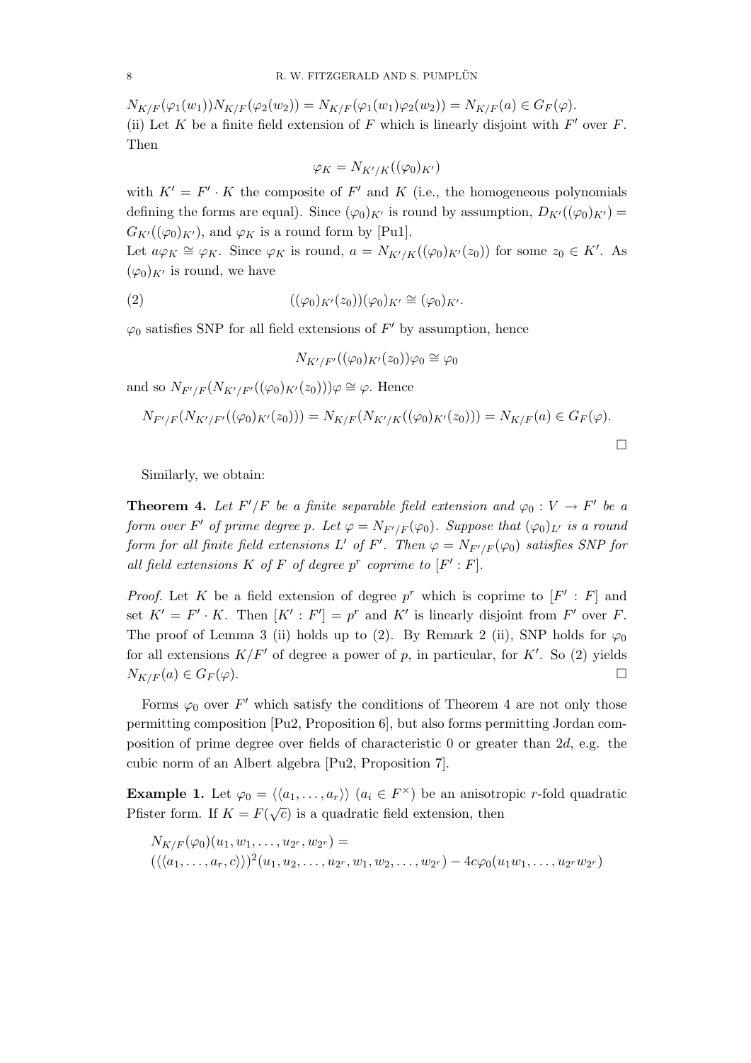$N_{K/F}(\varphi_1(w_1))N_{K/F}(\varphi_2(w_2)) = N_{K/F}(\varphi_1(w_1)\varphi_2(w_2)) = N_{K/F}(a) \in G_F(\varphi)$.
(ii) Let $K$ be a finite field extension of $F$ which is linearly disjoint with $F'$ over $F$. Then

$$\varphi_K = N_{K'/K}((\varphi_0)_{K'})$$

with $K' = F' \cdot K$ the composite of $F'$ and $K$ (i.e., the homogeneous polynomials defining the forms are equal). Since $(\varphi_0)_{K'}$ is round by assumption, $D_{K'}((\varphi_0)_{K'}) = G_{K'}((\varphi_0)_{K'})$, and $\varphi_K$ is a round form by [Pu1].
Let $a\varphi_K \cong \varphi_K$. Since $\varphi_K$ is round, $a = N_{K'/K}((\varphi_0)_{K'}(z_0))$ for some $z_0 \in K'$. As $(\varphi_0)_{K'}$ is round, we have

$$((\varphi_0)_{K'}(z_0))(\varphi_0)_{K'} \cong (\varphi_0)_{K'}. \tag{2}$$

$\varphi_0$ satisfies SNP for all field extensions of $F'$ by assumption, hence

$$N_{K'/F'}((\varphi_0)_{K'}(z_0))\varphi_0 \cong \varphi_0$$

and so $N_{F'/F}(N_{K'/F'}((\varphi_0)_{K'}(z_0)))\varphi \cong \varphi$. Hence

$$N_{F'/F}(N_{K'/F'}((\varphi_0)_{K'}(z_0))) = N_{K/F}(N_{K'/K}((\varphi_0)_{K'}(z_0))) = N_{K/F}(a) \in G_F(\varphi).$$

□

Similarly, we obtain:

**Theorem 4.** *Let $F'/F$ be a finite separable field extension and $\varphi_0 : V \to F'$ be a form over $F'$ of prime degree $p$. Let $\varphi = N_{F'/F}(\varphi_0)$. Suppose that $(\varphi_0)_{L'}$ is a round form for all finite field extensions $L'$ of $F'$. Then $\varphi = N_{F'/F}(\varphi_0)$ satisfies SNP for all field extensions $K$ of $F$ of degree $p^r$ coprime to $[F' : F]$.*

*Proof.* Let $K$ be a field extension of degree $p^r$ which is coprime to $[F' : F]$ and set $K' = F' \cdot K$. Then $[K' : F'] = p^r$ and $K'$ is linearly disjoint from $F'$ over $F$. The proof of Lemma 3 (ii) holds up to (2). By Remark 2 (ii), SNP holds for $\varphi_0$ for all extensions $K/F'$ of degree a power of $p$, in particular, for $K'$. So (2) yields $N_{K/F}(a) \in G_F(\varphi)$. □

Forms $\varphi_0$ over $F'$ which satisfy the conditions of Theorem 4 are not only those permitting composition [Pu2, Proposition 6], but also forms permitting Jordan composition of prime degree over fields of characteristic 0 or greater than $2d$, e.g. the cubic norm of an Albert algebra [Pu2, Proposition 7].

**Example 1.** Let $\varphi_0 = \langle\langle a_1, \dots, a_r\rangle\rangle$ ($a_i \in F^\times$) be an anisotropic $r$-fold quadratic Pfister form. If $K = F(\sqrt{c})$ is a quadratic field extension, then

$$\begin{aligned}
&N_{K/F}(\varphi_0)(u_1, w_1, \dots, u_{2^r}, w_{2^r}) = \\
&(\langle\langle a_1, \dots, a_r, c\rangle\rangle)^2(u_1, u_2, \dots, u_{2^r}, w_1, w_2, \dots, w_{2^r}) - 4c\varphi_0(u_1w_1, \dots, u_{2^r}w_{2^r})
\end{aligned}$$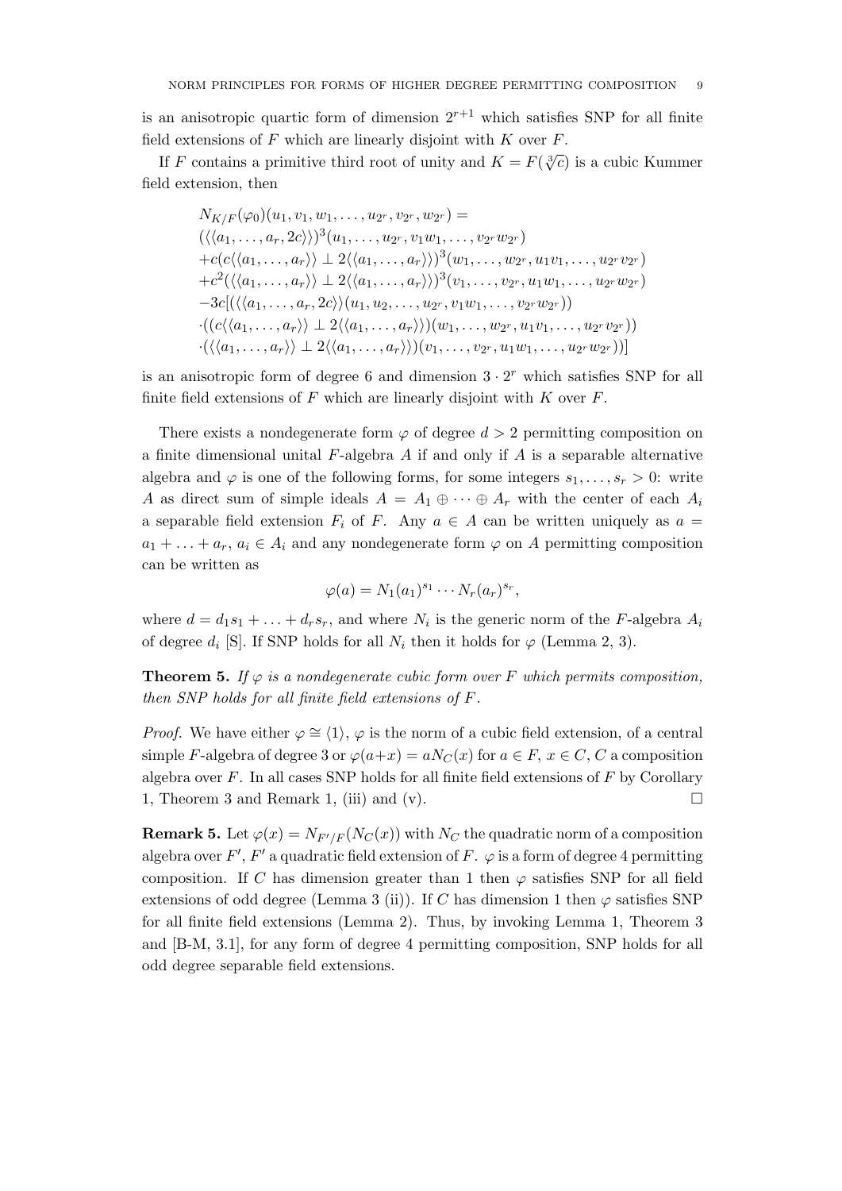is an anisotropic quartic form of dimension $2^{r+1}$ which satisfies SNP for all finite field extensions of $F$ which are linearly disjoint with $K$ over $F$.

If $F$ contains a primitive third root of unity and $K = F(\sqrt[3]{c})$ is a cubic Kummer field extension, then

$$
\begin{aligned}
&N_{K/F}(\varphi_0)(u_1, v_1, w_1, \ldots, u_{2^r}, v_{2^r}, w_{2^r}) = \\
&(\langle\langle a_1, \ldots, a_r, 2c\rangle\rangle)^3(u_1, \ldots, u_{2^r}, v_1w_1, \ldots, v_{2^r}w_{2^r}) \\
&+c(c\langle\langle a_1, \ldots, a_r\rangle\rangle \perp 2\langle\langle a_1, \ldots, a_r\rangle\rangle)^3(w_1, \ldots, w_{2^r}, u_1v_1, \ldots, u_{2^r}v_{2^r}) \\
&+c^2(\langle\langle a_1, \ldots, a_r\rangle\rangle \perp 2\langle\langle a_1, \ldots, a_r\rangle\rangle)^3(v_1, \ldots, v_{2^r}, u_1w_1, \ldots, u_{2^r}w_{2^r}) \\
&-3c[(\langle\langle a_1, \ldots, a_r, 2c\rangle\rangle(u_1, u_2, \ldots, u_{2^r}, v_1w_1, \ldots, v_{2^r}w_{2^r})) \\
&\cdot((c\langle\langle a_1, \ldots, a_r\rangle\rangle \perp 2\langle\langle a_1, \ldots, a_r\rangle\rangle)(w_1, \ldots, w_{2^r}, u_1v_1, \ldots, u_{2^r}v_{2^r})) \\
&\cdot(\langle\langle a_1, \ldots, a_r\rangle\rangle \perp 2\langle\langle a_1, \ldots, a_r\rangle\rangle)(v_1, \ldots, v_{2^r}, u_1w_1, \ldots, u_{2^r}w_{2^r}))]
\end{aligned}
$$

is an anisotropic form of degree 6 and dimension $3 \cdot 2^r$ which satisfies SNP for all finite field extensions of $F$ which are linearly disjoint with $K$ over $F$.

There exists a nondegenerate form $\varphi$ of degree $d > 2$ permitting composition on a finite dimensional unital $F$-algebra $A$ if and only if $A$ is a separable alternative algebra and $\varphi$ is one of the following forms, for some integers $s_1, \ldots, s_r > 0$: write $A$ as direct sum of simple ideals $A = A_1 \oplus \cdots \oplus A_r$ with the center of each $A_i$ a separable field extension $F_i$ of $F$. Any $a \in A$ can be written uniquely as $a = a_1 + \ldots + a_r$, $a_i \in A_i$ and any nondegenerate form $\varphi$ on $A$ permitting composition can be written as

$$\varphi(a) = N_1(a_1)^{s_1} \cdots N_r(a_r)^{s_r},$$

where $d = d_1s_1 + \ldots + d_rs_r$, and where $N_i$ is the generic norm of the $F$-algebra $A_i$ of degree $d_i$ [S]. If SNP holds for all $N_i$ then it holds for $\varphi$ (Lemma 2, 3).

**Theorem 5.** *If $\varphi$ is a nondegenerate cubic form over $F$ which permits composition, then SNP holds for all finite field extensions of $F$.*

*Proof.* We have either $\varphi \cong \langle 1\rangle$, $\varphi$ is the norm of a cubic field extension, of a central simple $F$-algebra of degree 3 or $\varphi(a+x) = aN_C(x)$ for $a \in F$, $x \in C$, $C$ a composition algebra over $F$. In all cases SNP holds for all finite field extensions of $F$ by Corollary 1, Theorem 3 and Remark 1, (iii) and (v). □

**Remark 5.** Let $\varphi(x) = N_{F'/F}(N_C(x))$ with $N_C$ the quadratic norm of a composition algebra over $F'$, $F'$ a quadratic field extension of $F$. $\varphi$ is a form of degree 4 permitting composition. If $C$ has dimension greater than 1 then $\varphi$ satisfies SNP for all field extensions of odd degree (Lemma 3 (ii)). If $C$ has dimension 1 then $\varphi$ satisfies SNP for all finite field extensions (Lemma 2). Thus, by invoking Lemma 1, Theorem 3 and [B-M, 3.1], for any form of degree 4 permitting composition, SNP holds for all odd degree separable field extensions.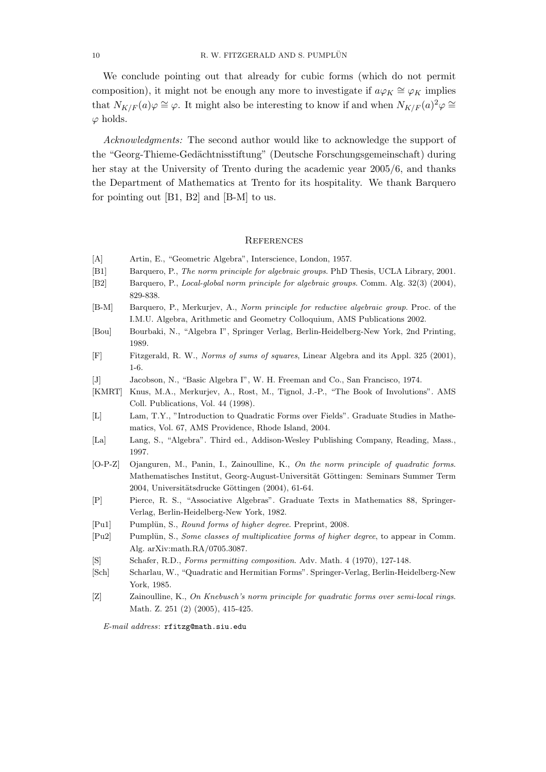We conclude pointing out that already for cubic forms (which do not permit composition), it might not be enough any more to investigate if $a\varphi_K \cong \varphi_K$ implies that $N_{K/F}(a)\varphi \cong \varphi$. It might also be interesting to know if and when $N_{K/F}(a)^2\varphi \cong \varphi$ holds.

*Acknowledgments:* The second author would like to acknowledge the support of the "Georg-Thieme-Gedächtnisstiftung" (Deutsche Forschungsgemeinschaft) during her stay at the University of Trento during the academic year 2005/6, and thanks the Department of Mathematics at Trento for its hospitality. We thank Barquero for pointing out [B1, B2] and [B-M] to us.

## References

- [A] Artin, E., "Geometric Algebra", Interscience, London, 1957.
- [B1] Barquero, P., *The norm principle for algebraic groups*. PhD Thesis, UCLA Library, 2001.
- [B2] Barquero, P., *Local-global norm principle for algebraic groups*. Comm. Alg. 32(3) (2004), 829-838.
- [B-M] Barquero, P., Merkurjev, A., *Norm principle for reductive algebraic group*. Proc. of the I.M.U. Algebra, Arithmetic and Geometry Colloquium, AMS Publications 2002.
- [Bou] Bourbaki, N., "Algebra I", Springer Verlag, Berlin-Heidelberg-New York, 2nd Printing, 1989.
- [F] Fitzgerald, R. W., *Norms of sums of squares*, Linear Algebra and its Appl. 325 (2001), 1-6.
- [J] Jacobson, N., "Basic Algebra I", W. H. Freeman and Co., San Francisco, 1974.
- [KMRT] Knus, M.A., Merkurjev, A., Rost, M., Tignol, J.-P., "The Book of Involutions". AMS Coll. Publications, Vol. 44 (1998).
- [L] Lam, T.Y., "Introduction to Quadratic Forms over Fields". Graduate Studies in Mathematics, Vol. 67, AMS Providence, Rhode Island, 2004.
- [La] Lang, S., "Algebra". Third ed., Addison-Wesley Publishing Company, Reading, Mass., 1997.
- [O-P-Z] Ojanguren, M., Panin, I., Zainoulline, K., *On the norm principle of quadratic forms*. Mathematisches Institut, Georg-August-Universität Göttingen: Seminars Summer Term 2004, Universitätsdrucke Göttingen (2004), 61-64.
- [P] Pierce, R. S., "Associative Algebras". Graduate Texts in Mathematics 88, Springer-Verlag, Berlin-Heidelberg-New York, 1982.
- [Pu1] Pumplün, S., *Round forms of higher degree*. Preprint, 2008.
- [Pu2] Pumplün, S., *Some classes of multiplicative forms of higher degree*, to appear in Comm. Alg. arXiv:math.RA/0705.3087.
- [S] Schafer, R.D., *Forms permitting composition*. Adv. Math. 4 (1970), 127-148.
- [Sch] Scharlau, W., "Quadratic and Hermitian Forms". Springer-Verlag, Berlin-Heidelberg-New York, 1985.
- [Z] Zainoulline, K., *On Knebusch's norm principle for quadratic forms over semi-local rings*. Math. Z. 251 (2) (2005), 415-425.

*E-mail address*: rfitzg@math.siu.edu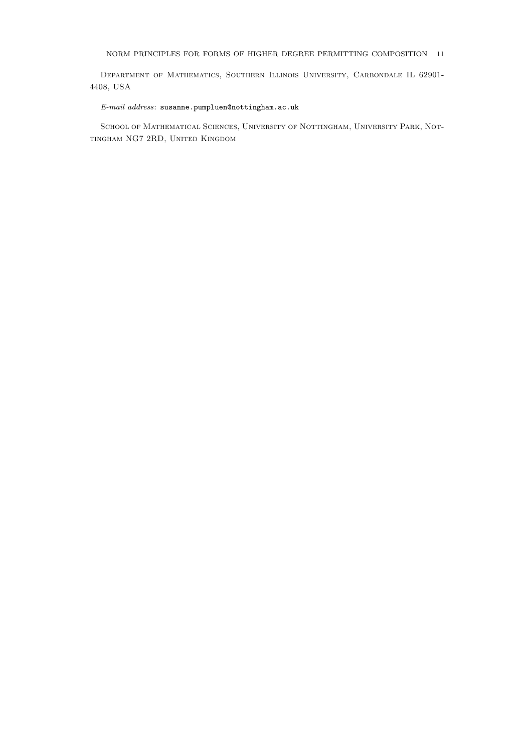Department of Mathematics, Southern Illinois University, Carbondale IL 62901-4408, USA

*E-mail address*: susanne.pumpluen@nottingham.ac.uk

School of Mathematical Sciences, University of Nottingham, University Park, Nottingham NG7 2RD, United Kingdom